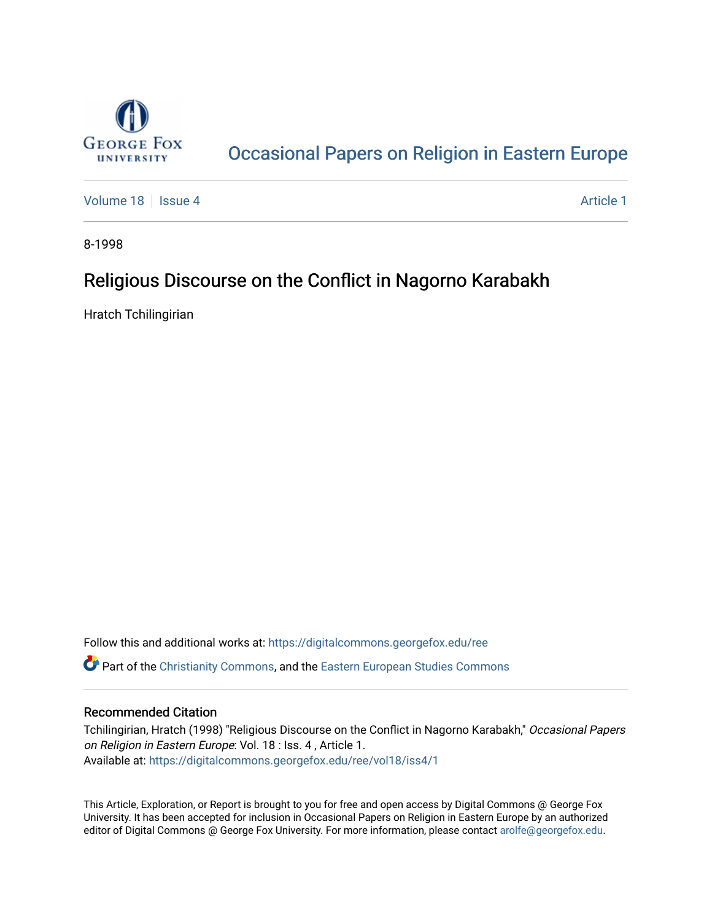# Occasional Papers on Religion in Eastern Europe

Volume 18 | Issue 4 Article 1

8-1998

## Religious Discourse on the Conflict in Nagorno Karabakh

Hratch Tchilingirian

Follow this and additional works at: https://digitalcommons.georgefox.edu/ree

Part of the Christianity Commons, and the Eastern European Studies Commons

### Recommended Citation

Tchilingirian, Hratch (1998) "Religious Discourse on the Conflict in Nagorno Karabakh," *Occasional Papers on Religion in Eastern Europe*: Vol. 18 : Iss. 4 , Article 1.
Available at: https://digitalcommons.georgefox.edu/ree/vol18/iss4/1

This Article, Exploration, or Report is brought to you for free and open access by Digital Commons @ George Fox University. It has been accepted for inclusion in Occasional Papers on Religion in Eastern Europe by an authorized editor of Digital Commons @ George Fox University. For more information, please contact arolfe@georgefox.edu.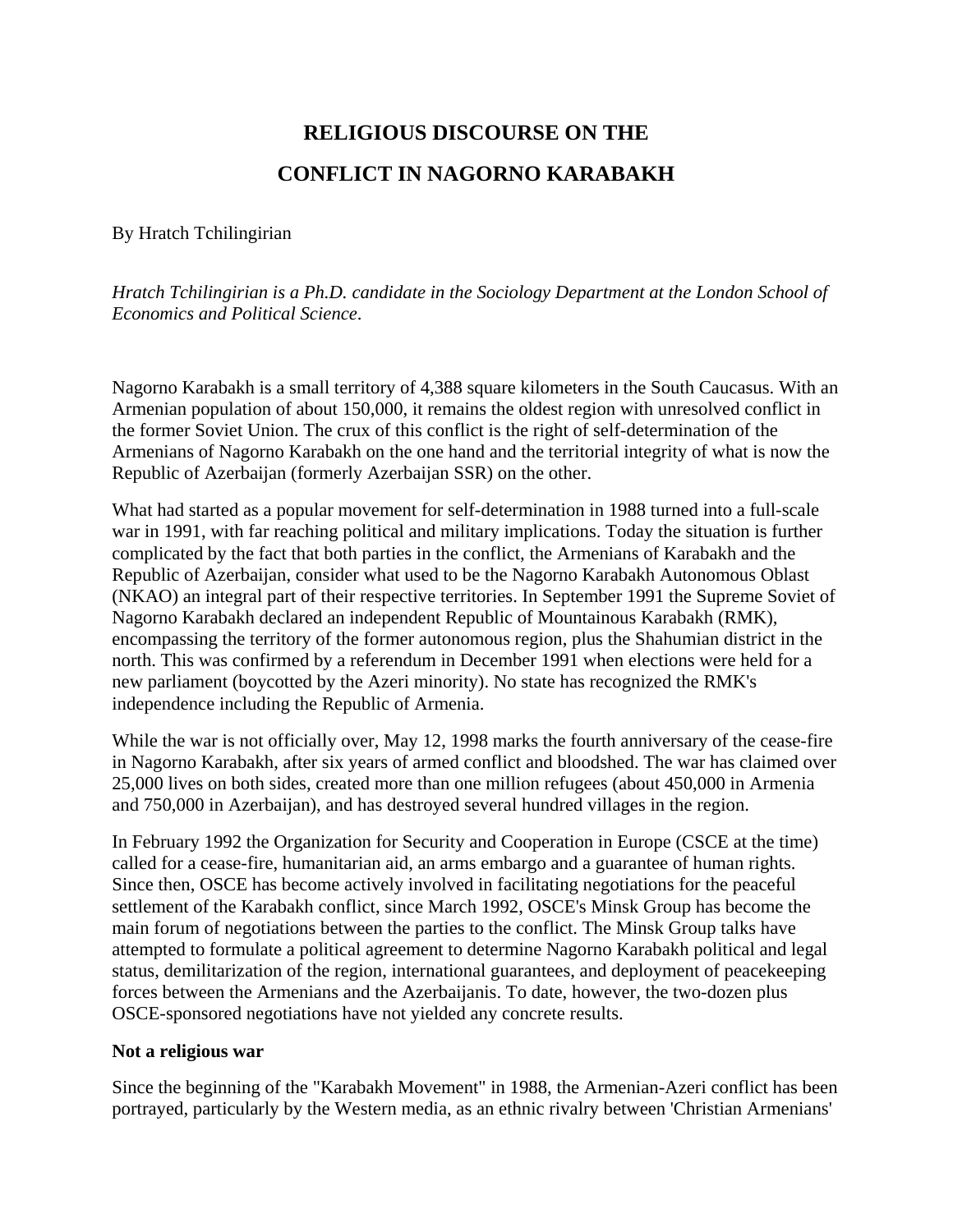# RELIGIOUS DISCOURSE ON THE CONFLICT IN NAGORNO KARABAKH

By Hratch Tchilingirian

*Hratch Tchilingirian is a Ph.D. candidate in the Sociology Department at the London School of Economics and Political Science.*

Nagorno Karabakh is a small territory of 4,388 square kilometers in the South Caucasus. With an Armenian population of about 150,000, it remains the oldest region with unresolved conflict in the former Soviet Union. The crux of this conflict is the right of self-determination of the Armenians of Nagorno Karabakh on the one hand and the territorial integrity of what is now the Republic of Azerbaijan (formerly Azerbaijan SSR) on the other.

What had started as a popular movement for self-determination in 1988 turned into a full-scale war in 1991, with far reaching political and military implications. Today the situation is further complicated by the fact that both parties in the conflict, the Armenians of Karabakh and the Republic of Azerbaijan, consider what used to be the Nagorno Karabakh Autonomous Oblast (NKAO) an integral part of their respective territories. In September 1991 the Supreme Soviet of Nagorno Karabakh declared an independent Republic of Mountainous Karabakh (RMK), encompassing the territory of the former autonomous region, plus the Shahumian district in the north. This was confirmed by a referendum in December 1991 when elections were held for a new parliament (boycotted by the Azeri minority). No state has recognized the RMK's independence including the Republic of Armenia.

While the war is not officially over, May 12, 1998 marks the fourth anniversary of the cease-fire in Nagorno Karabakh, after six years of armed conflict and bloodshed. The war has claimed over 25,000 lives on both sides, created more than one million refugees (about 450,000 in Armenia and 750,000 in Azerbaijan), and has destroyed several hundred villages in the region.

In February 1992 the Organization for Security and Cooperation in Europe (CSCE at the time) called for a cease-fire, humanitarian aid, an arms embargo and a guarantee of human rights. Since then, OSCE has become actively involved in facilitating negotiations for the peaceful settlement of the Karabakh conflict, since March 1992, OSCE's Minsk Group has become the main forum of negotiations between the parties to the conflict. The Minsk Group talks have attempted to formulate a political agreement to determine Nagorno Karabakh political and legal status, demilitarization of the region, international guarantees, and deployment of peacekeeping forces between the Armenians and the Azerbaijanis. To date, however, the two-dozen plus OSCE-sponsored negotiations have not yielded any concrete results.

**Not a religious war**

Since the beginning of the "Karabakh Movement" in 1988, the Armenian-Azeri conflict has been portrayed, particularly by the Western media, as an ethnic rivalry between 'Christian Armenians'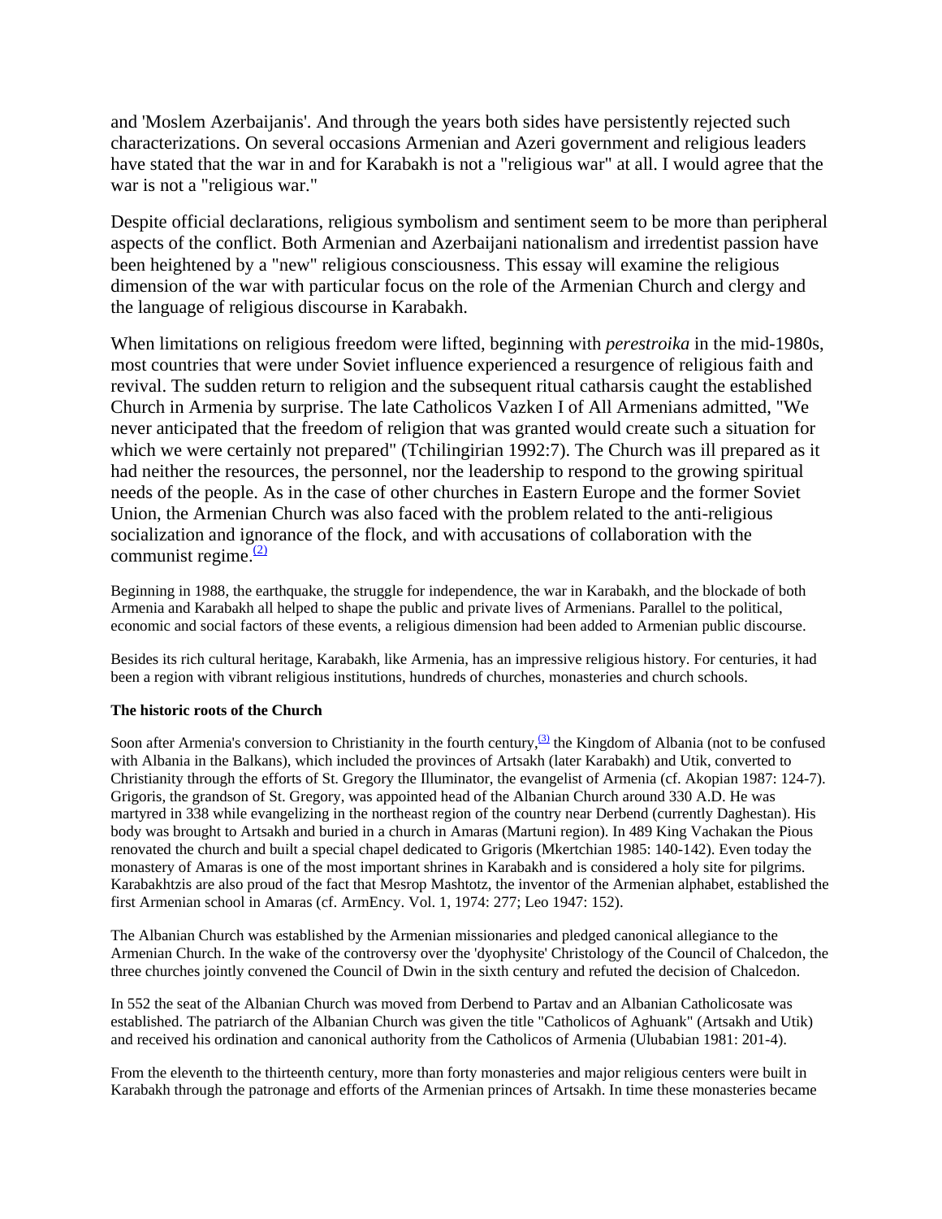and 'Moslem Azerbaijanis'. And through the years both sides have persistently rejected such characterizations. On several occasions Armenian and Azeri government and religious leaders have stated that the war in and for Karabakh is not a "religious war" at all. I would agree that the war is not a "religious war."

Despite official declarations, religious symbolism and sentiment seem to be more than peripheral aspects of the conflict. Both Armenian and Azerbaijani nationalism and irredentist passion have been heightened by a "new" religious consciousness. This essay will examine the religious dimension of the war with particular focus on the role of the Armenian Church and clergy and the language of religious discourse in Karabakh.

When limitations on religious freedom were lifted, beginning with *perestroika* in the mid-1980s, most countries that were under Soviet influence experienced a resurgence of religious faith and revival. The sudden return to religion and the subsequent ritual catharsis caught the established Church in Armenia by surprise. The late Catholicos Vazken I of All Armenians admitted, "We never anticipated that the freedom of religion that was granted would create such a situation for which we were certainly not prepared" (Tchilingirian 1992:7). The Church was ill prepared as it had neither the resources, the personnel, nor the leadership to respond to the growing spiritual needs of the people. As in the case of other churches in Eastern Europe and the former Soviet Union, the Armenian Church was also faced with the problem related to the anti-religious socialization and ignorance of the flock, and with accusations of collaboration with the communist regime.[(2)]

Beginning in 1988, the earthquake, the struggle for independence, the war in Karabakh, and the blockade of both Armenia and Karabakh all helped to shape the public and private lives of Armenians. Parallel to the political, economic and social factors of these events, a religious dimension had been added to Armenian public discourse.

Besides its rich cultural heritage, Karabakh, like Armenia, has an impressive religious history. For centuries, it had been a region with vibrant religious institutions, hundreds of churches, monasteries and church schools.

**The historic roots of the Church**

Soon after Armenia's conversion to Christianity in the fourth century,[(3)] the Kingdom of Albania (not to be confused with Albania in the Balkans), which included the provinces of Artsakh (later Karabakh) and Utik, converted to Christianity through the efforts of St. Gregory the Illuminator, the evangelist of Armenia (cf. Akopian 1987: 124-7). Grigoris, the grandson of St. Gregory, was appointed head of the Albanian Church around 330 A.D. He was martyred in 338 while evangelizing in the northeast region of the country near Derbend (currently Daghestan). His body was brought to Artsakh and buried in a church in Amaras (Martuni region). In 489 King Vachakan the Pious renovated the church and built a special chapel dedicated to Grigoris (Mkertchian 1985: 140-142). Even today the monastery of Amaras is one of the most important shrines in Karabakh and is considered a holy site for pilgrims. Karabakhtzis are also proud of the fact that Mesrop Mashtotz, the inventor of the Armenian alphabet, established the first Armenian school in Amaras (cf. ArmEncy. Vol. 1, 1974: 277; Leo 1947: 152).

The Albanian Church was established by the Armenian missionaries and pledged canonical allegiance to the Armenian Church. In the wake of the controversy over the 'dyophysite' Christology of the Council of Chalcedon, the three churches jointly convened the Council of Dwin in the sixth century and refuted the decision of Chalcedon.

In 552 the seat of the Albanian Church was moved from Derbend to Partav and an Albanian Catholicosate was established. The patriarch of the Albanian Church was given the title "Catholicos of Aghuank" (Artsakh and Utik) and received his ordination and canonical authority from the Catholicos of Armenia (Ulubabian 1981: 201-4).

From the eleventh to the thirteenth century, more than forty monasteries and major religious centers were built in Karabakh through the patronage and efforts of the Armenian princes of Artsakh. In time these monasteries became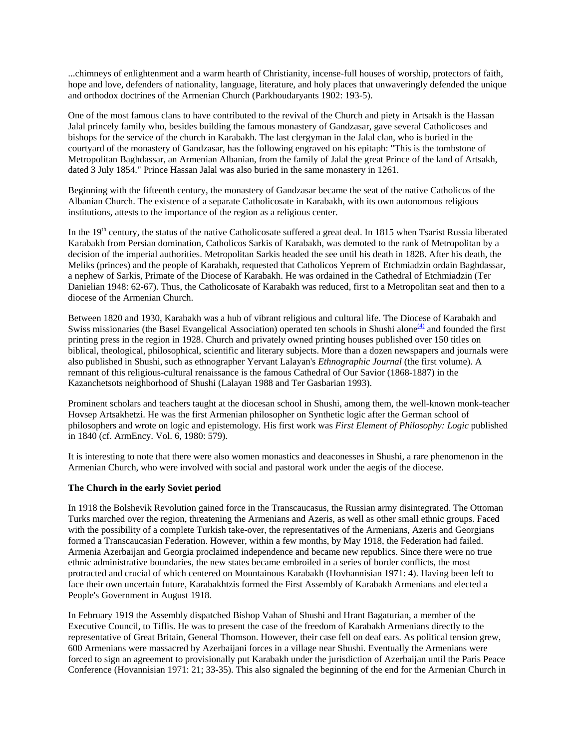...chimneys of enlightenment and a warm hearth of Christianity, incense-full houses of worship, protectors of faith, hope and love, defenders of nationality, language, literature, and holy places that unwaveringly defended the unique and orthodox doctrines of the Armenian Church (Parkhoudaryants 1902: 193-5).

One of the most famous clans to have contributed to the revival of the Church and piety in Artsakh is the Hassan Jalal princely family who, besides building the famous monastery of Gandzasar, gave several Catholicoses and bishops for the service of the church in Karabakh. The last clergyman in the Jalal clan, who is buried in the courtyard of the monastery of Gandzasar, has the following engraved on his epitaph: "This is the tombstone of Metropolitan Baghdassar, an Armenian Albanian, from the family of Jalal the great Prince of the land of Artsakh, dated 3 July 1854." Prince Hassan Jalal was also buried in the same monastery in 1261.

Beginning with the fifteenth century, the monastery of Gandzasar became the seat of the native Catholicos of the Albanian Church. The existence of a separate Catholicosate in Karabakh, with its own autonomous religious institutions, attests to the importance of the region as a religious center.

In the 19th century, the status of the native Catholicosate suffered a great deal. In 1815 when Tsarist Russia liberated Karabakh from Persian domination, Catholicos Sarkis of Karabakh, was demoted to the rank of Metropolitan by a decision of the imperial authorities. Metropolitan Sarkis headed the see until his death in 1828. After his death, the Meliks (princes) and the people of Karabakh, requested that Catholicos Yeprem of Etchmiadzin ordain Baghdassar, a nephew of Sarkis, Primate of the Diocese of Karabakh. He was ordained in the Cathedral of Etchmiadzin (Ter Danielian 1948: 62-67). Thus, the Catholicosate of Karabakh was reduced, first to a Metropolitan seat and then to a diocese of the Armenian Church.

Between 1820 and 1930, Karabakh was a hub of vibrant religious and cultural life. The Diocese of Karabakh and Swiss missionaries (the Basel Evangelical Association) operated ten schools in Shushi alone[(4)] and founded the first printing press in the region in 1928. Church and privately owned printing houses published over 150 titles on biblical, theological, philosophical, scientific and literary subjects. More than a dozen newspapers and journals were also published in Shushi, such as ethnographer Yervant Lalayan's *Ethnographic Journal* (the first volume). A remnant of this religious-cultural renaissance is the famous Cathedral of Our Savior (1868-1887) in the Kazanchetsots neighborhood of Shushi (Lalayan 1988 and Ter Gasbarian 1993).

Prominent scholars and teachers taught at the diocesan school in Shushi, among them, the well-known monk-teacher Hovsep Artsakhetzi. He was the first Armenian philosopher on Synthetic logic after the German school of philosophers and wrote on logic and epistemology. His first work was *First Element of Philosophy: Logic* published in 1840 (cf. ArmEncy. Vol. 6, 1980: 579).

It is interesting to note that there were also women monastics and deaconesses in Shushi, a rare phenomenon in the Armenian Church, who were involved with social and pastoral work under the aegis of the diocese.

**The Church in the early Soviet period**

In 1918 the Bolshevik Revolution gained force in the Transcaucasus, the Russian army disintegrated. The Ottoman Turks marched over the region, threatening the Armenians and Azeris, as well as other small ethnic groups. Faced with the possibility of a complete Turkish take-over, the representatives of the Armenians, Azeris and Georgians formed a Transcaucasian Federation. However, within a few months, by May 1918, the Federation had failed. Armenia Azerbaijan and Georgia proclaimed independence and became new republics. Since there were no true ethnic administrative boundaries, the new states became embroiled in a series of border conflicts, the most protracted and crucial of which centered on Mountainous Karabakh (Hovhannisian 1971: 4). Having been left to face their own uncertain future, Karabakhtzis formed the First Assembly of Karabakh Armenians and elected a People's Government in August 1918.

In February 1919 the Assembly dispatched Bishop Vahan of Shushi and Hrant Bagaturian, a member of the Executive Council, to Tiflis. He was to present the case of the freedom of Karabakh Armenians directly to the representative of Great Britain, General Thomson. However, their case fell on deaf ears. As political tension grew, 600 Armenians were massacred by Azerbaijani forces in a village near Shushi. Eventually the Armenians were forced to sign an agreement to provisionally put Karabakh under the jurisdiction of Azerbaijan until the Paris Peace Conference (Hovannisian 1971: 21; 33-35). This also signaled the beginning of the end for the Armenian Church in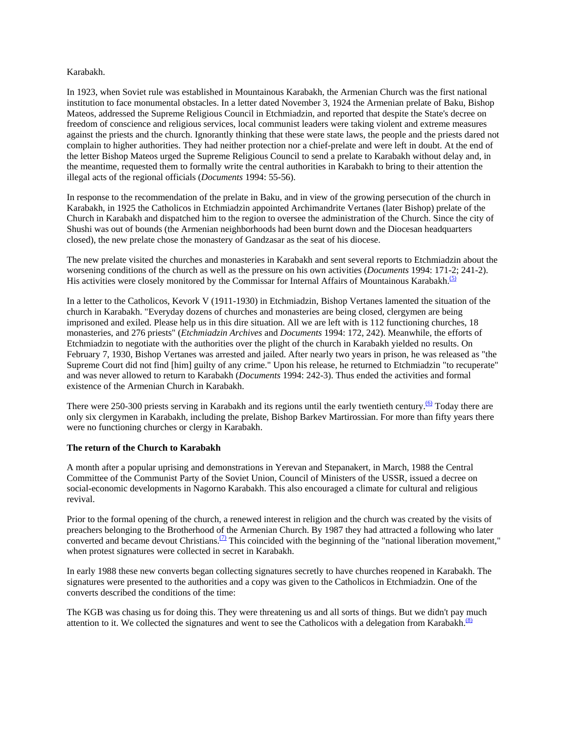Karabakh.

In 1923, when Soviet rule was established in Mountainous Karabakh, the Armenian Church was the first national institution to face monumental obstacles. In a letter dated November 3, 1924 the Armenian prelate of Baku, Bishop Mateos, addressed the Supreme Religious Council in Etchmiadzin, and reported that despite the State's decree on freedom of conscience and religious services, local communist leaders were taking violent and extreme measures against the priests and the church. Ignorantly thinking that these were state laws, the people and the priests dared not complain to higher authorities. They had neither protection nor a chief-prelate and were left in doubt. At the end of the letter Bishop Mateos urged the Supreme Religious Council to send a prelate to Karabakh without delay and, in the meantime, requested them to formally write the central authorities in Karabakh to bring to their attention the illegal acts of the regional officials (*Documents* 1994: 55-56).

In response to the recommendation of the prelate in Baku, and in view of the growing persecution of the church in Karabakh, in 1925 the Catholicos in Etchmiadzin appointed Archimandrite Vertanes (later Bishop) prelate of the Church in Karabakh and dispatched him to the region to oversee the administration of the Church. Since the city of Shushi was out of bounds (the Armenian neighborhoods had been burnt down and the Diocesan headquarters closed), the new prelate chose the monastery of Gandzasar as the seat of his diocese.

The new prelate visited the churches and monasteries in Karabakh and sent several reports to Etchmiadzin about the worsening conditions of the church as well as the pressure on his own activities (*Documents* 1994: 171-2; 241-2). His activities were closely monitored by the Commissar for Internal Affairs of Mountainous Karabakh.[(5)]

In a letter to the Catholicos, Kevork V (1911-1930) in Etchmiadzin, Bishop Vertanes lamented the situation of the church in Karabakh. "Everyday dozens of churches and monasteries are being closed, clergymen are being imprisoned and exiled. Please help us in this dire situation. All we are left with is 112 functioning churches, 18 monasteries, and 276 priests" (*Etchmiadzin Archives* and *Documents* 1994: 172, 242). Meanwhile, the efforts of Etchmiadzin to negotiate with the authorities over the plight of the church in Karabakh yielded no results. On February 7, 1930, Bishop Vertanes was arrested and jailed. After nearly two years in prison, he was released as "the Supreme Court did not find [him] guilty of any crime." Upon his release, he returned to Etchmiadzin "to recuperate" and was never allowed to return to Karabakh (*Documents* 1994: 242-3). Thus ended the activities and formal existence of the Armenian Church in Karabakh.

There were 250-300 priests serving in Karabakh and its regions until the early twentieth century.[(6)] Today there are only six clergymen in Karabakh, including the prelate, Bishop Barkev Martirossian. For more than fifty years there were no functioning churches or clergy in Karabakh.

**The return of the Church to Karabakh**

A month after a popular uprising and demonstrations in Yerevan and Stepanakert, in March, 1988 the Central Committee of the Communist Party of the Soviet Union, Council of Ministers of the USSR, issued a decree on social-economic developments in Nagorno Karabakh. This also encouraged a climate for cultural and religious revival.

Prior to the formal opening of the church, a renewed interest in religion and the church was created by the visits of preachers belonging to the Brotherhood of the Armenian Church. By 1987 they had attracted a following who later converted and became devout Christians.[(7)] This coincided with the beginning of the "national liberation movement," when protest signatures were collected in secret in Karabakh.

In early 1988 these new converts began collecting signatures secretly to have churches reopened in Karabakh. The signatures were presented to the authorities and a copy was given to the Catholicos in Etchmiadzin. One of the converts described the conditions of the time:

The KGB was chasing us for doing this. They were threatening us and all sorts of things. But we didn't pay much attention to it. We collected the signatures and went to see the Catholicos with a delegation from Karabakh.[(8)]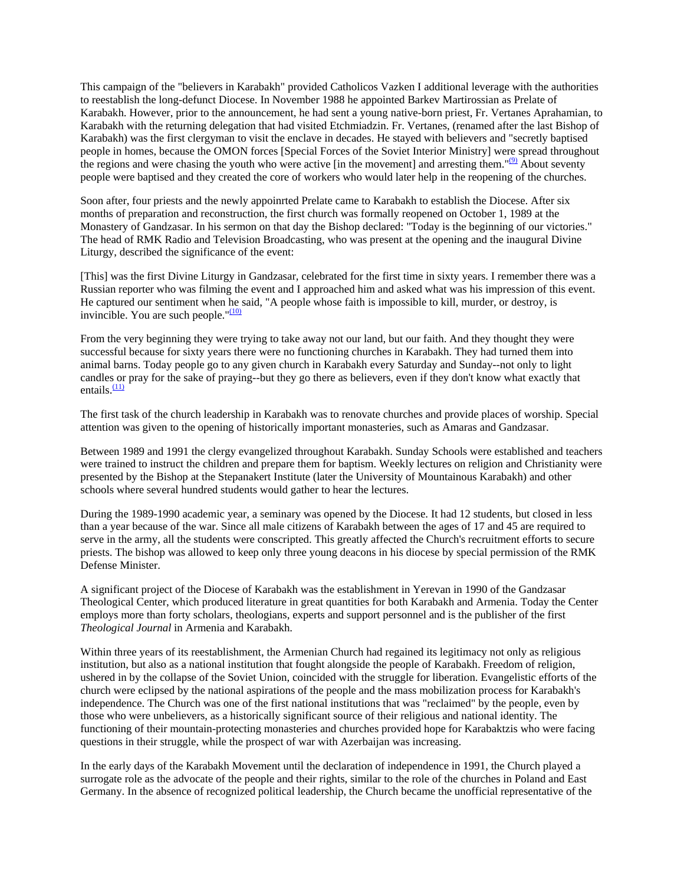This campaign of the "believers in Karabakh" provided Catholicos Vazken I additional leverage with the authorities to reestablish the long-defunct Diocese. In November 1988 he appointed Barkev Martirossian as Prelate of Karabakh. However, prior to the announcement, he had sent a young native-born priest, Fr. Vertanes Aprahamian, to Karabakh with the returning delegation that had visited Etchmiadzin. Fr. Vertanes, (renamed after the last Bishop of Karabakh) was the first clergyman to visit the enclave in decades. He stayed with believers and "secretly baptised people in homes, because the OMON forces [Special Forces of the Soviet Interior Ministry] were spread throughout the regions and were chasing the youth who were active [in the movement] and arresting them."[(9)] About seventy people were baptised and they created the core of workers who would later help in the reopening of the churches.

Soon after, four priests and the newly appoinrted Prelate came to Karabakh to establish the Diocese. After six months of preparation and reconstruction, the first church was formally reopened on October 1, 1989 at the Monastery of Gandzasar. In his sermon on that day the Bishop declared: "Today is the beginning of our victories." The head of RMK Radio and Television Broadcasting, who was present at the opening and the inaugural Divine Liturgy, described the significance of the event:

[This] was the first Divine Liturgy in Gandzasar, celebrated for the first time in sixty years. I remember there was a Russian reporter who was filming the event and I approached him and asked what was his impression of this event. He captured our sentiment when he said, "A people whose faith is impossible to kill, murder, or destroy, is invincible. You are such people."[(10)]

From the very beginning they were trying to take away not our land, but our faith. And they thought they were successful because for sixty years there were no functioning churches in Karabakh. They had turned them into animal barns. Today people go to any given church in Karabakh every Saturday and Sunday--not only to light candles or pray for the sake of praying--but they go there as believers, even if they don't know what exactly that entails.[(11)]

The first task of the church leadership in Karabakh was to renovate churches and provide places of worship. Special attention was given to the opening of historically important monasteries, such as Amaras and Gandzasar.

Between 1989 and 1991 the clergy evangelized throughout Karabakh. Sunday Schools were established and teachers were trained to instruct the children and prepare them for baptism. Weekly lectures on religion and Christianity were presented by the Bishop at the Stepanakert Institute (later the University of Mountainous Karabakh) and other schools where several hundred students would gather to hear the lectures.

During the 1989-1990 academic year, a seminary was opened by the Diocese. It had 12 students, but closed in less than a year because of the war. Since all male citizens of Karabakh between the ages of 17 and 45 are required to serve in the army, all the students were conscripted. This greatly affected the Church's recruitment efforts to secure priests. The bishop was allowed to keep only three young deacons in his diocese by special permission of the RMK Defense Minister.

A significant project of the Diocese of Karabakh was the establishment in Yerevan in 1990 of the Gandzasar Theological Center, which produced literature in great quantities for both Karabakh and Armenia. Today the Center employs more than forty scholars, theologians, experts and support personnel and is the publisher of the first *Theological Journal* in Armenia and Karabakh.

Within three years of its reestablishment, the Armenian Church had regained its legitimacy not only as religious institution, but also as a national institution that fought alongside the people of Karabakh. Freedom of religion, ushered in by the collapse of the Soviet Union, coincided with the struggle for liberation. Evangelistic efforts of the church were eclipsed by the national aspirations of the people and the mass mobilization process for Karabakh's independence. The Church was one of the first national institutions that was "reclaimed" by the people, even by those who were unbelievers, as a historically significant source of their religious and national identity. The functioning of their mountain-protecting monasteries and churches provided hope for Karabaktzis who were facing questions in their struggle, while the prospect of war with Azerbaijan was increasing.

In the early days of the Karabakh Movement until the declaration of independence in 1991, the Church played a surrogate role as the advocate of the people and their rights, similar to the role of the churches in Poland and East Germany. In the absence of recognized political leadership, the Church became the unofficial representative of the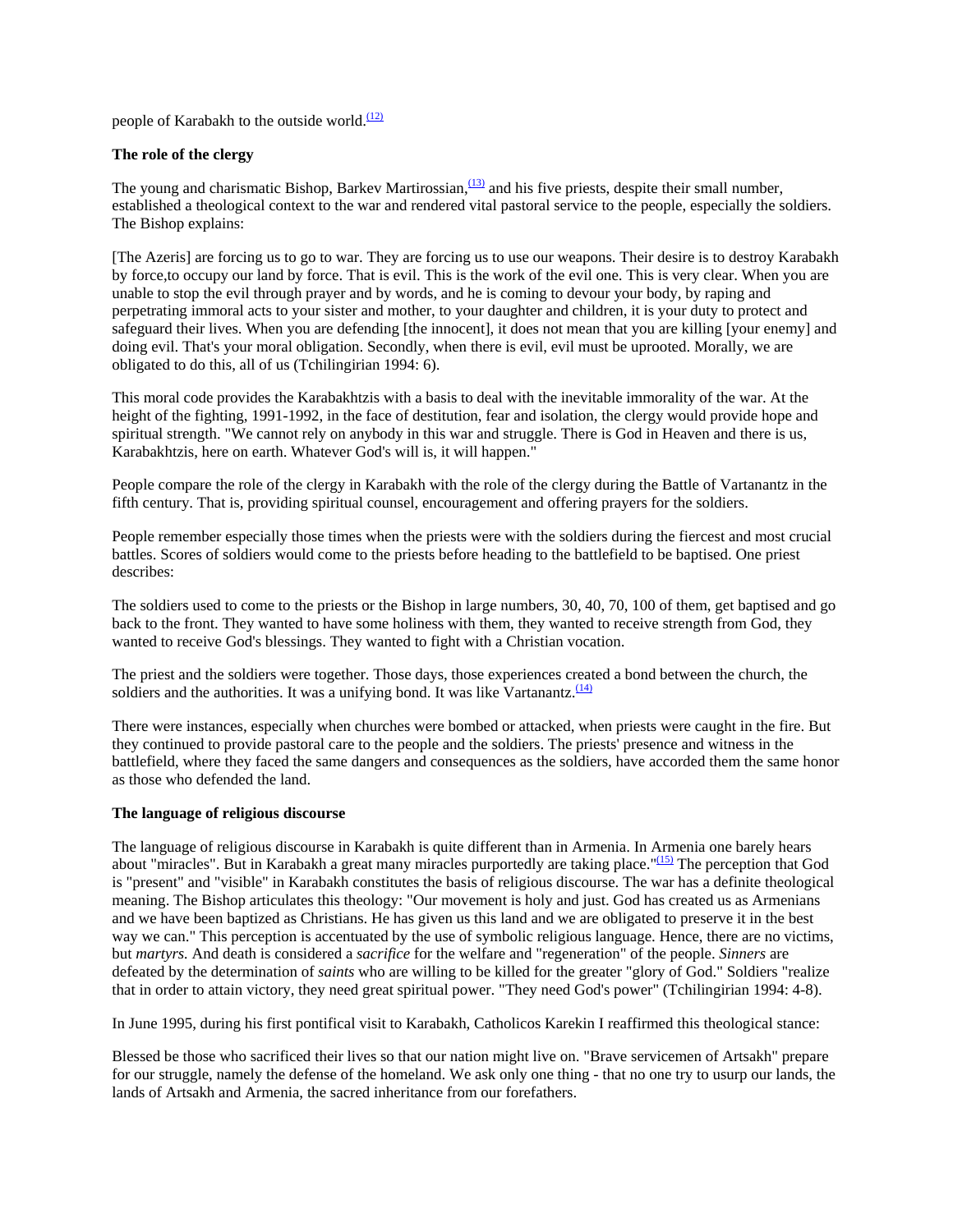people of Karabakh to the outside world.[12]

**The role of the clergy**

The young and charismatic Bishop, Barkev Martirossian,[13] and his five priests, despite their small number, established a theological context to the war and rendered vital pastoral service to the people, especially the soldiers. The Bishop explains:

[The Azeris] are forcing us to go to war. They are forcing us to use our weapons. Their desire is to destroy Karabakh by force,to occupy our land by force. That is evil. This is the work of the evil one. This is very clear. When you are unable to stop the evil through prayer and by words, and he is coming to devour your body, by raping and perpetrating immoral acts to your sister and mother, to your daughter and children, it is your duty to protect and safeguard their lives. When you are defending [the innocent], it does not mean that you are killing [your enemy] and doing evil. That's your moral obligation. Secondly, when there is evil, evil must be uprooted. Morally, we are obligated to do this, all of us (Tchilingirian 1994: 6).

This moral code provides the Karabakhtzis with a basis to deal with the inevitable immorality of the war. At the height of the fighting, 1991-1992, in the face of destitution, fear and isolation, the clergy would provide hope and spiritual strength. "We cannot rely on anybody in this war and struggle. There is God in Heaven and there is us, Karabakhtzis, here on earth. Whatever God's will is, it will happen."

People compare the role of the clergy in Karabakh with the role of the clergy during the Battle of Vartanantz in the fifth century. That is, providing spiritual counsel, encouragement and offering prayers for the soldiers.

People remember especially those times when the priests were with the soldiers during the fiercest and most crucial battles. Scores of soldiers would come to the priests before heading to the battlefield to be baptised. One priest describes:

The soldiers used to come to the priests or the Bishop in large numbers, 30, 40, 70, 100 of them, get baptised and go back to the front. They wanted to have some holiness with them, they wanted to receive strength from God, they wanted to receive God's blessings. They wanted to fight with a Christian vocation.

The priest and the soldiers were together. Those days, those experiences created a bond between the church, the soldiers and the authorities. It was a unifying bond. It was like Vartanantz.[14]

There were instances, especially when churches were bombed or attacked, when priests were caught in the fire. But they continued to provide pastoral care to the people and the soldiers. The priests' presence and witness in the battlefield, where they faced the same dangers and consequences as the soldiers, have accorded them the same honor as those who defended the land.

**The language of religious discourse**

The language of religious discourse in Karabakh is quite different than in Armenia. In Armenia one barely hears about "miracles". But in Karabakh a great many miracles purportedly are taking place."[15] The perception that God is "present" and "visible" in Karabakh constitutes the basis of religious discourse. The war has a definite theological meaning. The Bishop articulates this theology: "Our movement is holy and just. God has created us as Armenians and we have been baptized as Christians. He has given us this land and we are obligated to preserve it in the best way we can." This perception is accentuated by the use of symbolic religious language. Hence, there are no victims, but *martyrs*. And death is considered a *sacrifice* for the welfare and "regeneration" of the people. *Sinners* are defeated by the determination of *saints* who are willing to be killed for the greater "glory of God." Soldiers "realize that in order to attain victory, they need great spiritual power. "They need God's power" (Tchilingirian 1994: 4-8).

In June 1995, during his first pontifical visit to Karabakh, Catholicos Karekin I reaffirmed this theological stance:

Blessed be those who sacrificed their lives so that our nation might live on. "Brave servicemen of Artsakh" prepare for our struggle, namely the defense of the homeland. We ask only one thing - that no one try to usurp our lands, the lands of Artsakh and Armenia, the sacred inheritance from our forefathers.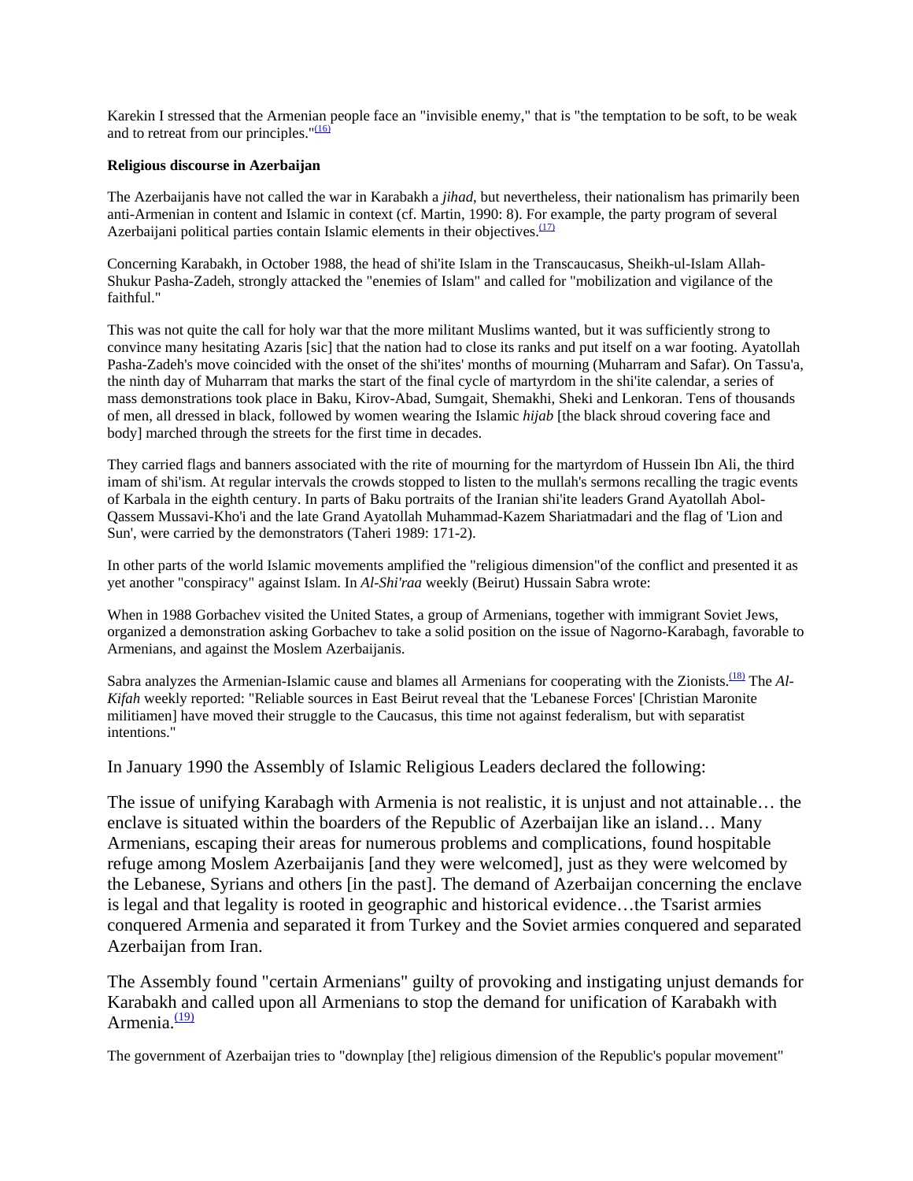Karekin I stressed that the Armenian people face an "invisible enemy," that is "the temptation to be soft, to be weak and to retreat from our principles."[(16)]

**Religious discourse in Azerbaijan**

The Azerbaijanis have not called the war in Karabakh a *jihad*, but nevertheless, their nationalism has primarily been anti-Armenian in content and Islamic in context (cf. Martin, 1990: 8). For example, the party program of several Azerbaijani political parties contain Islamic elements in their objectives.[(17)]

Concerning Karabakh, in October 1988, the head of shi'ite Islam in the Transcaucasus, Sheikh-ul-Islam Allah-Shukur Pasha-Zadeh, strongly attacked the "enemies of Islam" and called for "mobilization and vigilance of the faithful."

This was not quite the call for holy war that the more militant Muslims wanted, but it was sufficiently strong to convince many hesitating Azaris [sic] that the nation had to close its ranks and put itself on a war footing. Ayatollah Pasha-Zadeh's move coincided with the onset of the shi'ites' months of mourning (Muharram and Safar). On Tassu'a, the ninth day of Muharram that marks the start of the final cycle of martyrdom in the shi'ite calendar, a series of mass demonstrations took place in Baku, Kirov-Abad, Sumgait, Shemakhi, Sheki and Lenkoran. Tens of thousands of men, all dressed in black, followed by women wearing the Islamic *hijab* [the black shroud covering face and body] marched through the streets for the first time in decades.

They carried flags and banners associated with the rite of mourning for the martyrdom of Hussein Ibn Ali, the third imam of shi'ism. At regular intervals the crowds stopped to listen to the mullah's sermons recalling the tragic events of Karbala in the eighth century. In parts of Baku portraits of the Iranian shi'ite leaders Grand Ayatollah Abol-Qassem Mussavi-Kho'i and the late Grand Ayatollah Muhammad-Kazem Shariatmadari and the flag of 'Lion and Sun', were carried by the demonstrators (Taheri 1989: 171-2).

In other parts of the world Islamic movements amplified the "religious dimension"of the conflict and presented it as yet another "conspiracy" against Islam. In *Al-Shi'raa* weekly (Beirut) Hussain Sabra wrote:

When in 1988 Gorbachev visited the United States, a group of Armenians, together with immigrant Soviet Jews, organized a demonstration asking Gorbachev to take a solid position on the issue of Nagorno-Karabagh, favorable to Armenians, and against the Moslem Azerbaijanis.

Sabra analyzes the Armenian-Islamic cause and blames all Armenians for cooperating with the Zionists.[(18)] The *Al-Kifah* weekly reported: "Reliable sources in East Beirut reveal that the 'Lebanese Forces' [Christian Maronite militiamen] have moved their struggle to the Caucasus, this time not against federalism, but with separatist intentions."

In January 1990 the Assembly of Islamic Religious Leaders declared the following:

The issue of unifying Karabagh with Armenia is not realistic, it is unjust and not attainable… the enclave is situated within the boarders of the Republic of Azerbaijan like an island… Many Armenians, escaping their areas for numerous problems and complications, found hospitable refuge among Moslem Azerbaijanis [and they were welcomed], just as they were welcomed by the Lebanese, Syrians and others [in the past]. The demand of Azerbaijan concerning the enclave is legal and that legality is rooted in geographic and historical evidence…the Tsarist armies conquered Armenia and separated it from Turkey and the Soviet armies conquered and separated Azerbaijan from Iran.

The Assembly found "certain Armenians" guilty of provoking and instigating unjust demands for Karabakh and called upon all Armenians to stop the demand for unification of Karabakh with Armenia.[(19)]

The government of Azerbaijan tries to "downplay [the] religious dimension of the Republic's popular movement"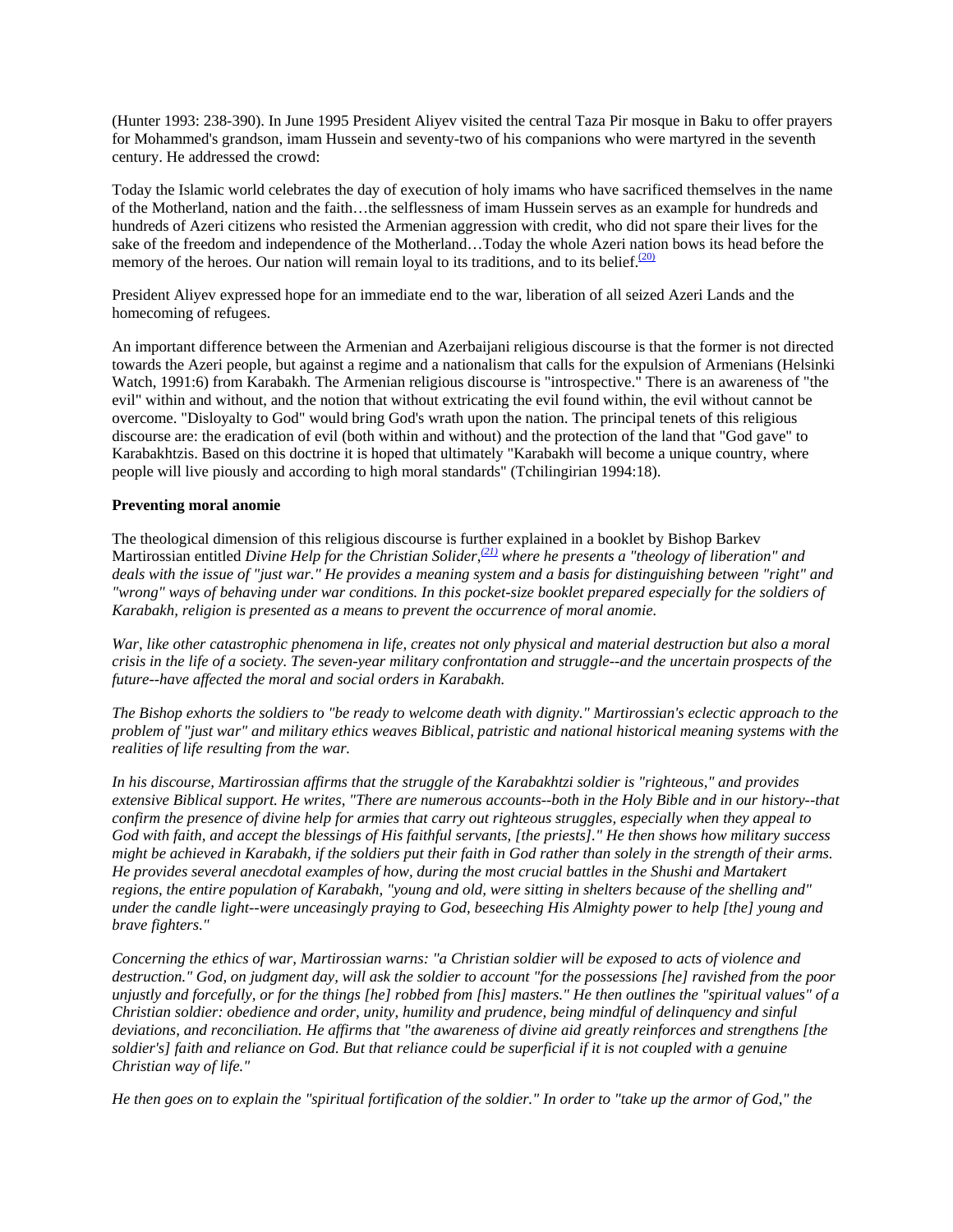(Hunter 1993: 238-390). In June 1995 President Aliyev visited the central Taza Pir mosque in Baku to offer prayers for Mohammed's grandson, imam Hussein and seventy-two of his companions who were martyred in the seventh century. He addressed the crowd:

Today the Islamic world celebrates the day of execution of holy imams who have sacrificed themselves in the name of the Motherland, nation and the faith…the selflessness of imam Hussein serves as an example for hundreds and hundreds of Azeri citizens who resisted the Armenian aggression with credit, who did not spare their lives for the sake of the freedom and independence of the Motherland…Today the whole Azeri nation bows its head before the memory of the heroes. Our nation will remain loyal to its traditions, and to its belief.[20]

President Aliyev expressed hope for an immediate end to the war, liberation of all seized Azeri Lands and the homecoming of refugees.

An important difference between the Armenian and Azerbaijani religious discourse is that the former is not directed towards the Azeri people, but against a regime and a nationalism that calls for the expulsion of Armenians (Helsinki Watch, 1991:6) from Karabakh. The Armenian religious discourse is "introspective." There is an awareness of "the evil" within and without, and the notion that without extricating the evil found within, the evil without cannot be overcome. "Disloyalty to God" would bring God's wrath upon the nation. The principal tenets of this religious discourse are: the eradication of evil (both within and without) and the protection of the land that "God gave" to Karabakhtzis. Based on this doctrine it is hoped that ultimately "Karabakh will become a unique country, where people will live piously and according to high moral standards" (Tchilingirian 1994:18).

**Preventing moral anomie**

The theological dimension of this religious discourse is further explained in a booklet by Bishop Barkev Martirossian entitled *Divine Help for the Christian Solider,*[21] *where he presents a "theology of liberation" and deals with the issue of "just war." He provides a meaning system and a basis for distinguishing between "right" and "wrong" ways of behaving under war conditions. In this pocket-size booklet prepared especially for the soldiers of Karabakh, religion is presented as a means to prevent the occurrence of moral anomie.*

*War, like other catastrophic phenomena in life, creates not only physical and material destruction but also a moral crisis in the life of a society. The seven-year military confrontation and struggle--and the uncertain prospects of the future--have affected the moral and social orders in Karabakh.*

*The Bishop exhorts the soldiers to "be ready to welcome death with dignity." Martirossian's eclectic approach to the problem of "just war" and military ethics weaves Biblical, patristic and national historical meaning systems with the realities of life resulting from the war.*

*In his discourse, Martirossian affirms that the struggle of the Karabakhtzi soldier is "righteous," and provides extensive Biblical support. He writes, "There are numerous accounts--both in the Holy Bible and in our history--that confirm the presence of divine help for armies that carry out righteous struggles, especially when they appeal to God with faith, and accept the blessings of His faithful servants, [the priests]." He then shows how military success might be achieved in Karabakh, if the soldiers put their faith in God rather than solely in the strength of their arms. He provides several anecdotal examples of how, during the most crucial battles in the Shushi and Martakert regions, the entire population of Karabakh, "young and old, were sitting in shelters because of the shelling and" under the candle light--were unceasingly praying to God, beseeching His Almighty power to help [the] young and brave fighters."*

*Concerning the ethics of war, Martirossian warns: "a Christian soldier will be exposed to acts of violence and destruction." God, on judgment day, will ask the soldier to account "for the possessions [he] ravished from the poor unjustly and forcefully, or for the things [he] robbed from [his] masters." He then outlines the "spiritual values" of a Christian soldier: obedience and order, unity, humility and prudence, being mindful of delinquency and sinful deviations, and reconciliation. He affirms that "the awareness of divine aid greatly reinforces and strengthens [the soldier's] faith and reliance on God. But that reliance could be superficial if it is not coupled with a genuine Christian way of life."*

*He then goes on to explain the "spiritual fortification of the soldier." In order to "take up the armor of God," the*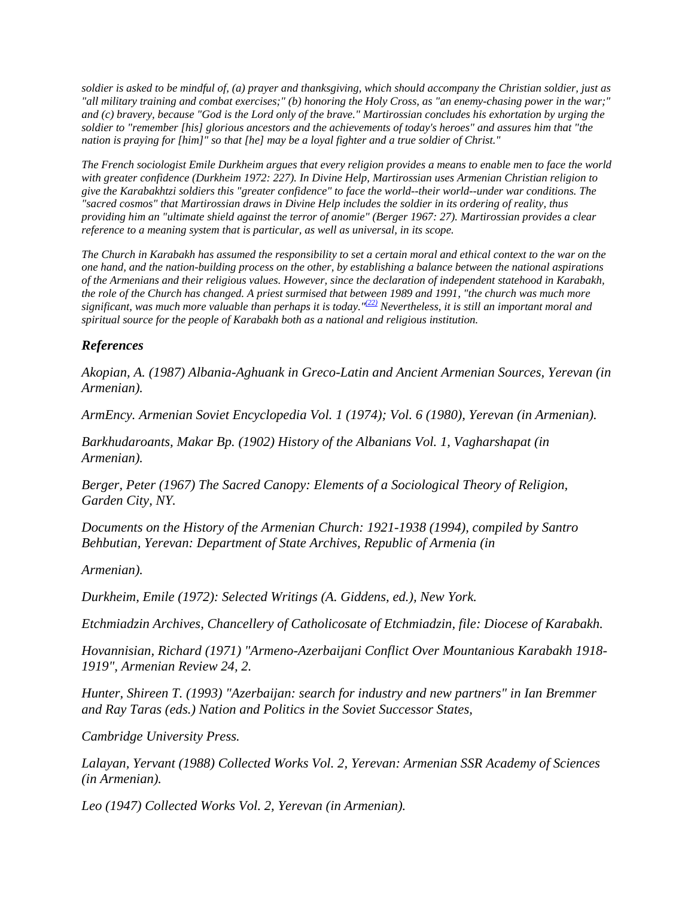*soldier is asked to be mindful of, (a) prayer and thanksgiving, which should accompany the Christian soldier, just as "all military training and combat exercises;" (b) honoring the Holy Cross, as "an enemy-chasing power in the war;" and (c) bravery, because "God is the Lord only of the brave." Martirossian concludes his exhortation by urging the soldier to "remember [his] glorious ancestors and the achievements of today's heroes" and assures him that "the nation is praying for [him]" so that [he] may be a loyal fighter and a true soldier of Christ."*

*The French sociologist Emile Durkheim argues that every religion provides a means to enable men to face the world with greater confidence (Durkheim 1972: 227). In Divine Help, Martirossian uses Armenian Christian religion to give the Karabakhtzi soldiers this "greater confidence" to face the world--their world--under war conditions. The "sacred cosmos" that Martirossian draws in Divine Help includes the soldier in its ordering of reality, thus providing him an "ultimate shield against the terror of anomie" (Berger 1967: 27). Martirossian provides a clear reference to a meaning system that is particular, as well as universal, in its scope.*

*The Church in Karabakh has assumed the responsibility to set a certain moral and ethical context to the war on the one hand, and the nation-building process on the other, by establishing a balance between the national aspirations of the Armenians and their religious values. However, since the declaration of independent statehood in Karabakh, the role of the Church has changed. A priest surmised that between 1989 and 1991, "the church was much more significant, was much more valuable than perhaps it is today."[22] Nevertheless, it is still an important moral and spiritual source for the people of Karabakh both as a national and religious institution.*

## *References*

*Akopian, A. (1987) Albania-Aghuank in Greco-Latin and Ancient Armenian Sources, Yerevan (in Armenian).*

*ArmEncy. Armenian Soviet Encyclopedia Vol. 1 (1974); Vol. 6 (1980), Yerevan (in Armenian).*

*Barkhudaroants, Makar Bp. (1902) History of the Albanians Vol. 1, Vagharshapat (in Armenian).*

*Berger, Peter (1967) The Sacred Canopy: Elements of a Sociological Theory of Religion, Garden City, NY.*

*Documents on the History of the Armenian Church: 1921-1938 (1994), compiled by Santro Behbutian, Yerevan: Department of State Archives, Republic of Armenia (in Armenian).*

*Durkheim, Emile (1972): Selected Writings (A. Giddens, ed.), New York.*

*Etchmiadzin Archives, Chancellery of Catholicosate of Etchmiadzin, file: Diocese of Karabakh.*

*Hovannisian, Richard (1971) "Armeno-Azerbaijani Conflict Over Mountanious Karabakh 1918-1919", Armenian Review 24, 2.*

*Hunter, Shireen T. (1993) "Azerbaijan: search for industry and new partners" in Ian Bremmer and Ray Taras (eds.) Nation and Politics in the Soviet Successor States, Cambridge University Press.*

*Lalayan, Yervant (1988) Collected Works Vol. 2, Yerevan: Armenian SSR Academy of Sciences (in Armenian).*

*Leo (1947) Collected Works Vol. 2, Yerevan (in Armenian).*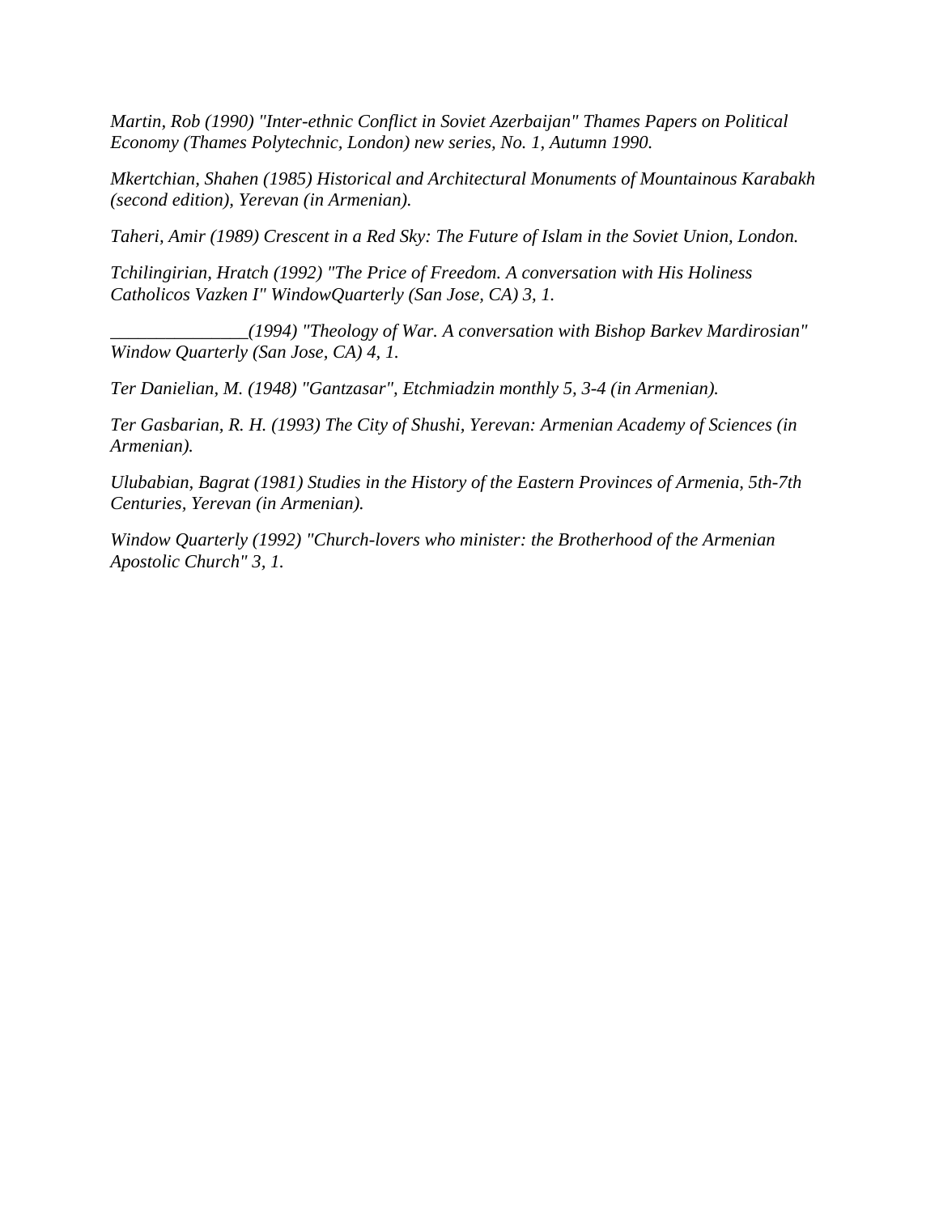*Martin, Rob (1990) "Inter-ethnic Conflict in Soviet Azerbaijan" Thames Papers on Political Economy (Thames Polytechnic, London) new series, No. 1, Autumn 1990.*

*Mkertchian, Shahen (1985) Historical and Architectural Monuments of Mountainous Karabakh (second edition), Yerevan (in Armenian).*

*Taheri, Amir (1989) Crescent in a Red Sky: The Future of Islam in the Soviet Union, London.*

*Tchilingirian, Hratch (1992) "The Price of Freedom. A conversation with His Holiness Catholicos Vazken I" WindowQuarterly (San Jose, CA) 3, 1.*

*______________(1994) "Theology of War. A conversation with Bishop Barkev Mardirosian" Window Quarterly (San Jose, CA) 4, 1.*

*Ter Danielian, M. (1948) "Gantzasar", Etchmiadzin monthly 5, 3-4 (in Armenian).*

*Ter Gasbarian, R. H. (1993) The City of Shushi, Yerevan: Armenian Academy of Sciences (in Armenian).*

*Ulubabian, Bagrat (1981) Studies in the History of the Eastern Provinces of Armenia, 5th-7th Centuries, Yerevan (in Armenian).*

*Window Quarterly (1992) "Church-lovers who minister: the Brotherhood of the Armenian Apostolic Church" 3, 1.*